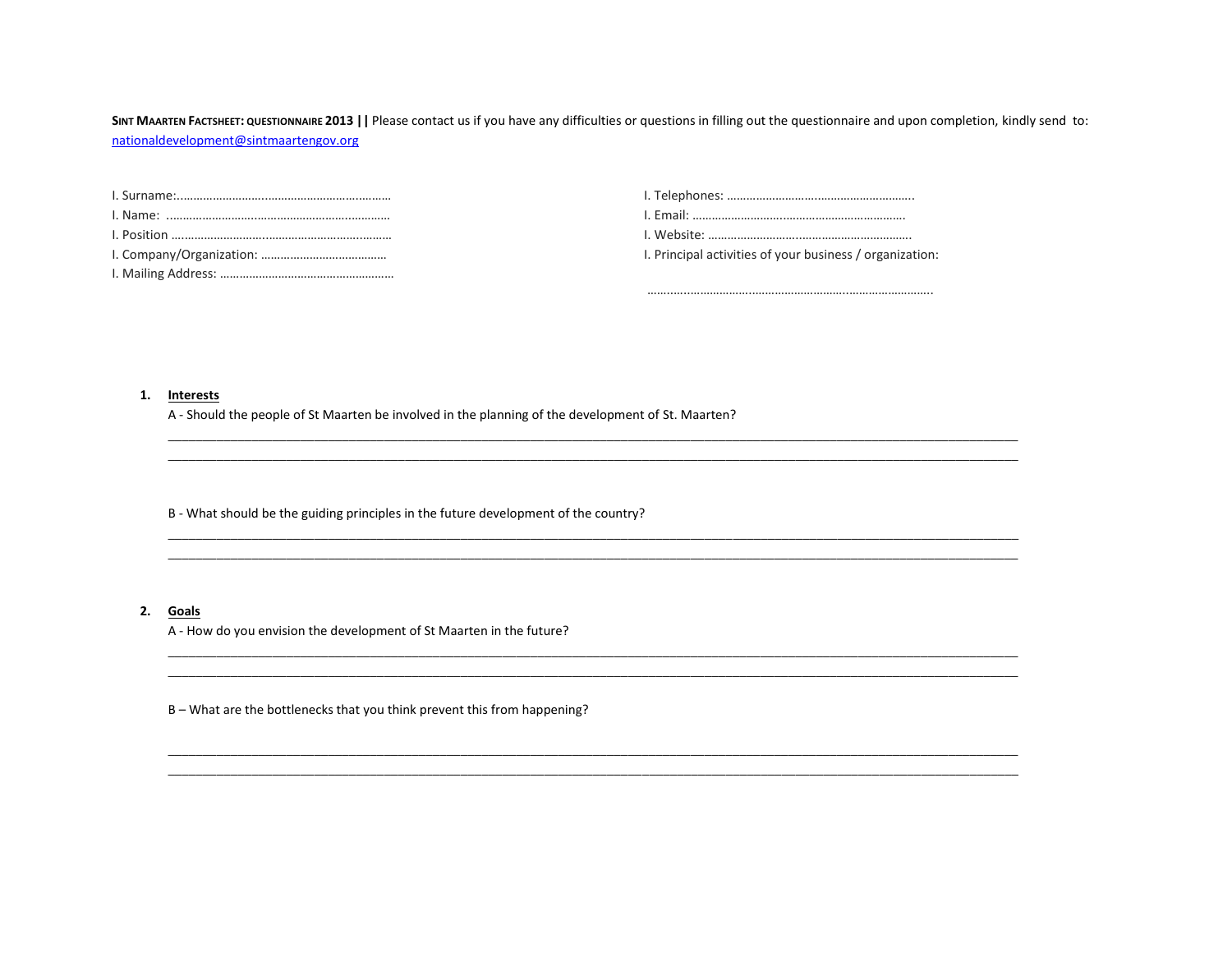**SINT MAARTEN FACTSHEET: QUESTIONNAIRE 2013 ||** Please contact us if you have any difficulties or questions in filling out the questionnaire and upon completion, kindly send to: nationaldevelopment@sintmaartengov.org

I. Surname:……………………………………………………………
I. Name: ……………………………………………………………
I. Position ……………………………………………………………
I. Company/Organization: …………………………………
I. Mailing Address: ………………………………………………

I. Telephones: …………………………………………………
I. Email: …………………………………………………………
I. Website: ……………………………………………………
I. Principal activities of your business / organization:

……………………………………………………………………………

1. **Interests**

   A - Should the people of St Maarten be involved in the planning of the development of St. Maarten?

   ___________________________________________________________________________

   ___________________________________________________________________________

   B - What should be the guiding principles in the future development of the country?

   ___________________________________________________________________________

   ___________________________________________________________________________

2. **Goals**

   A - How do you envision the development of St Maarten in the future?

   ___________________________________________________________________________

   ___________________________________________________________________________

   B – What are the bottlenecks that you think prevent this from happening?

   ___________________________________________________________________________

   ___________________________________________________________________________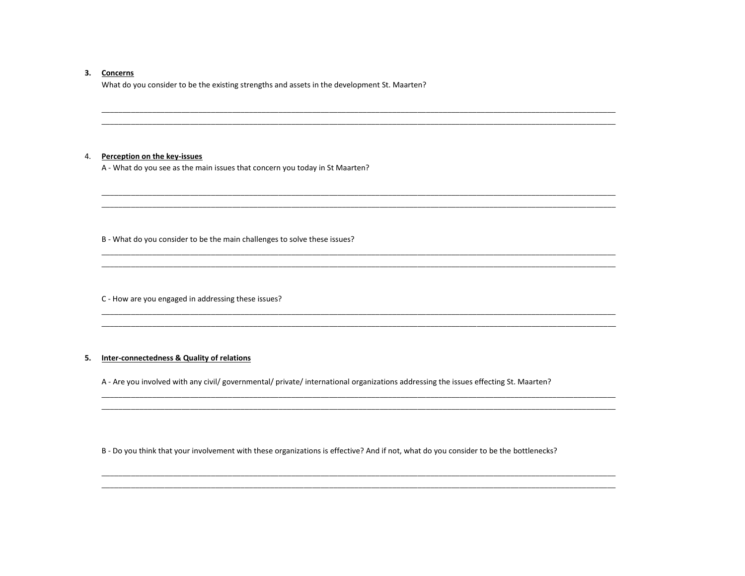3. **<u>Concerns</u>**

   What do you consider to be the existing strengths and assets in the development St. Maarten?

   ___________________________________________________________________________________________________________
   ___________________________________________________________________________________________________________

4. **<u>Perception on the key-issues</u>**

   A - What do you see as the main issues that concern you today in St Maarten?

   ___________________________________________________________________________________________________________
   ___________________________________________________________________________________________________________

   B - What do you consider to be the main challenges to solve these issues?

   ___________________________________________________________________________________________________________
   ___________________________________________________________________________________________________________

   C - How are you engaged in addressing these issues?

   ___________________________________________________________________________________________________________
   ___________________________________________________________________________________________________________

5. **<u>Inter-connectedness & Quality of relations</u>**

   A - Are you involved with any civil/ governmental/ private/ international organizations addressing the issues effecting St. Maarten?

   ___________________________________________________________________________________________________________
   ___________________________________________________________________________________________________________

   B - Do you think that your involvement with these organizations is effective? And if not, what do you consider to be the bottlenecks?

   ___________________________________________________________________________________________________________
   ___________________________________________________________________________________________________________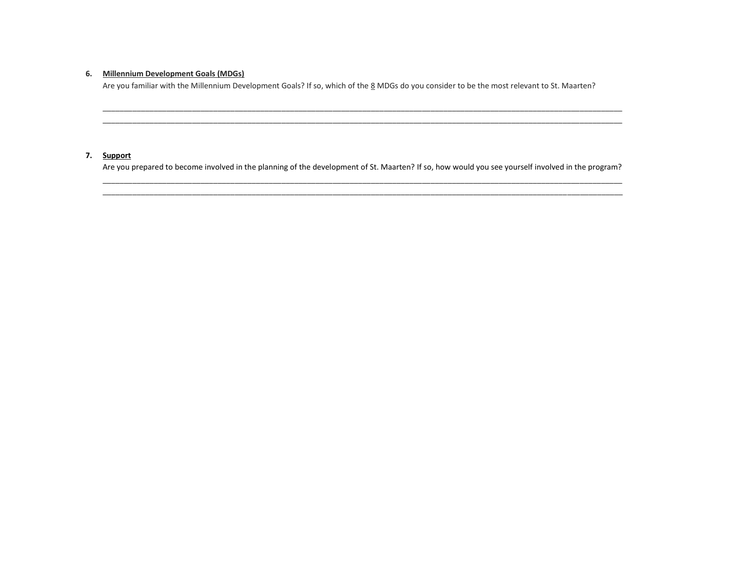6. **<u>Millennium Development Goals (MDGs)</u>**

   Are you familiar with the Millennium Development Goals? If so, which of the <u>8</u> MDGs do you consider to be the most relevant to St. Maarten?

   ________________________________________________________________________________________________________________________________
   ________________________________________________________________________________________________________________________________

7. **<u>Support</u>**

   Are you prepared to become involved in the planning of the development of St. Maarten? If so, how would you see yourself involved in the program?

   ________________________________________________________________________________________________________________________________
   ________________________________________________________________________________________________________________________________